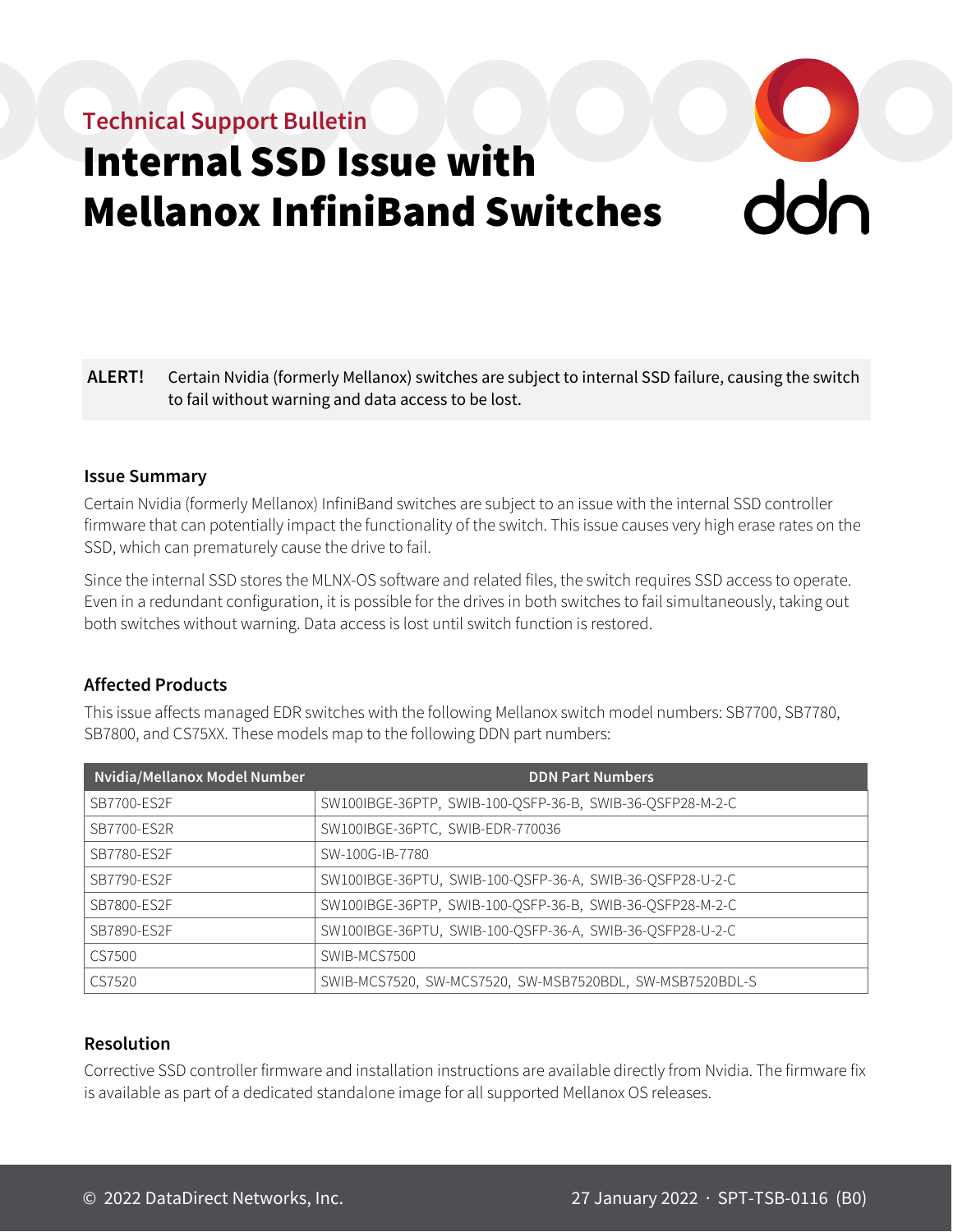Technical Support Bulletin

# Internal SSD Issue with Mellanox InfiniBand Switches

**ALERT!** Certain Nvidia (formerly Mellanox) switches are subject to internal SSD failure, causing the switch to fail without warning and data access to be lost.

## Issue Summary

Certain Nvidia (formerly Mellanox) InfiniBand switches are subject to an issue with the internal SSD controller firmware that can potentially impact the functionality of the switch. This issue causes very high erase rates on the SSD, which can prematurely cause the drive to fail.

Since the internal SSD stores the MLNX-OS software and related files, the switch requires SSD access to operate. Even in a redundant configuration, it is possible for the drives in both switches to fail simultaneously, taking out both switches without warning. Data access is lost until switch function is restored.

## Affected Products

This issue affects managed EDR switches with the following Mellanox switch model numbers: SB7700, SB7780, SB7800, and CS75XX. These models map to the following DDN part numbers:

| Nvidia/Mellanox Model Number | DDN Part Numbers |
|---|---|
| SB7700-ES2F | SW100IBGE-36PTP, SWIB-100-QSFP-36-B, SWIB-36-QSFP28-M-2-C |
| SB7700-ES2R | SW100IBGE-36PTC, SWIB-EDR-770036 |
| SB7780-ES2F | SW-100G-IB-7780 |
| SB7790-ES2F | SW100IBGE-36PTU, SWIB-100-QSFP-36-A, SWIB-36-QSFP28-U-2-C |
| SB7800-ES2F | SW100IBGE-36PTP, SWIB-100-QSFP-36-B, SWIB-36-QSFP28-M-2-C |
| SB7890-ES2F | SW100IBGE-36PTU, SWIB-100-QSFP-36-A, SWIB-36-QSFP28-U-2-C |
| CS7500 | SWIB-MCS7500 |
| CS7520 | SWIB-MCS7520, SW-MCS7520, SW-MSB7520BDL, SW-MSB7520BDL-S |

## Resolution

Corrective SSD controller firmware and installation instructions are available directly from Nvidia. The firmware fix is available as part of a dedicated standalone image for all supported Mellanox OS releases.

© 2022 DataDirect Networks, Inc. 27 January 2022 · SPT-TSB-0116 (B0)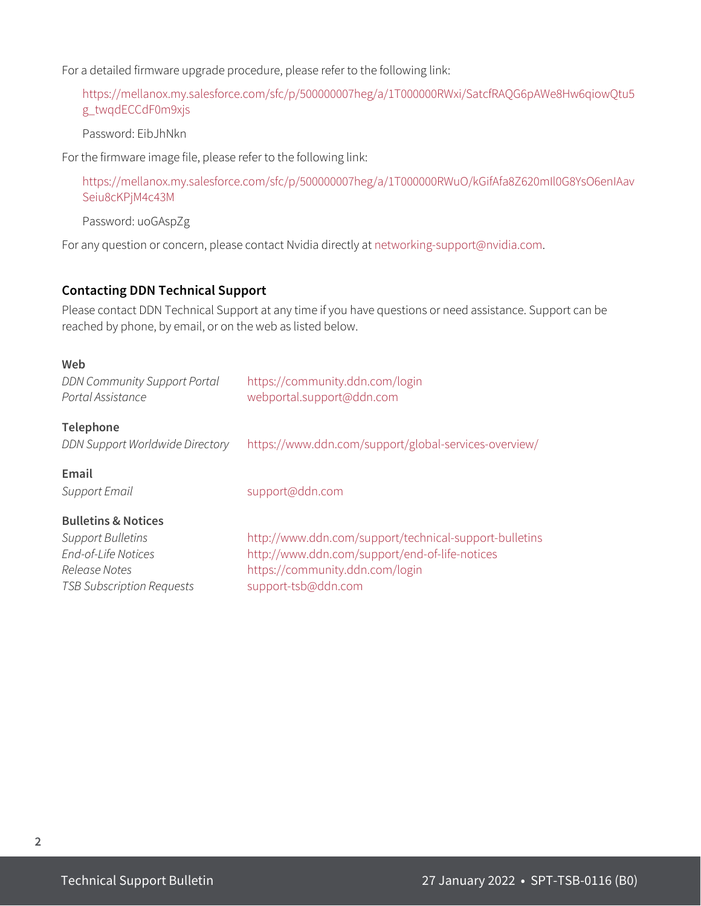For a detailed firmware upgrade procedure, please refer to the following link:

https://mellanox.my.salesforce.com/sfc/p/500000007heg/a/1T000000RWxi/SatcfRAQG6pAWe8Hw6qiowQtu5g_twqdECCdF0m9xjs

Password: EibJhNkn

For the firmware image file, please refer to the following link:

https://mellanox.my.salesforce.com/sfc/p/500000007heg/a/1T000000RWuO/kGifAfa8Z620mIl0G8YsO6enIAavSeiu8cKPjM4c43M

Password: uoGAspZg

For any question or concern, please contact Nvidia directly at networking-support@nvidia.com.

### Contacting DDN Technical Support

Please contact DDN Technical Support at any time if you have questions or need assistance. Support can be reached by phone, by email, or on the web as listed below.

**Web**

| | |
|---|---|
| *DDN Community Support Portal* | https://community.ddn.com/login |
| *Portal Assistance* | webportal.support@ddn.com |

**Telephone**

| | |
|---|---|
| *DDN Support Worldwide Directory* | https://www.ddn.com/support/global-services-overview/ |

**Email**

| | |
|---|---|
| *Support Email* | support@ddn.com |

**Bulletins & Notices**

| | |
|---|---|
| *Support Bulletins* | http://www.ddn.com/support/technical-support-bulletins |
| *End-of-Life Notices* | http://www.ddn.com/support/end-of-life-notices |
| *Release Notes* | https://community.ddn.com/login |
| *TSB Subscription Requests* | support-tsb@ddn.com |